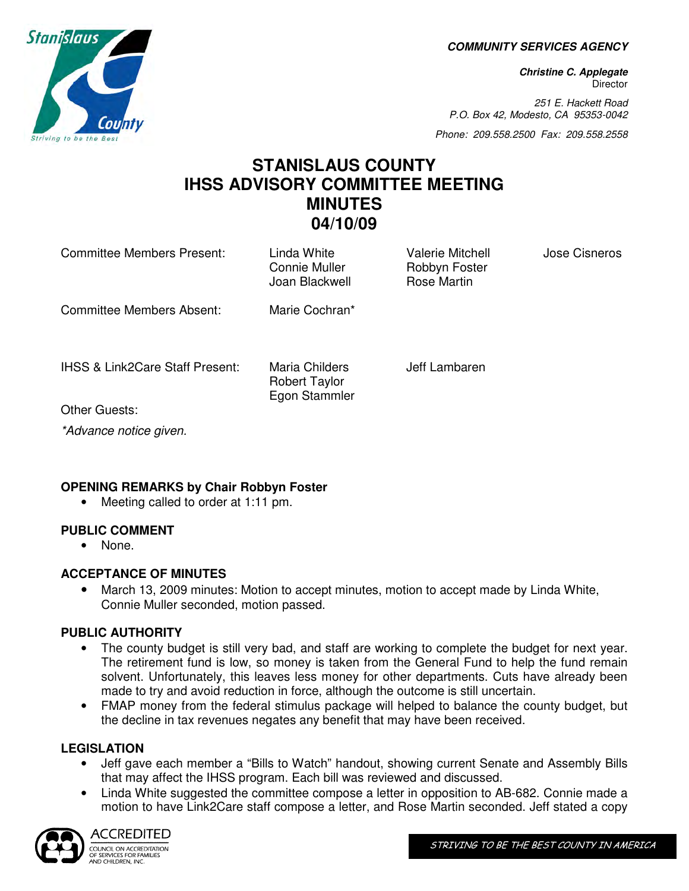**COMMUNITY SERVICES AGENCY**

***Christine C. Applegate***
Director

*251 E. Hackett Road*
*P.O. Box 42, Modesto, CA 95353-0042*

*Phone: 209.558.2500 Fax: 209.558.2558*

# STANISLAUS COUNTY
# IHSS ADVISORY COMMITTEE MEETING
# MINUTES
# 04/10/09

| | | | |
|---|---|---|---|
| Committee Members Present: | Linda White<br>Connie Muller<br>Joan Blackwell | Valerie Mitchell<br>Robbyn Foster<br>Rose Martin | Jose Cisneros |
| Committee Members Absent: | Marie Cochran* | | |
| IHSS & Link2Care Staff Present: | Maria Childers<br>Robert Taylor<br>Egon Stammler | Jeff Lambaren | |
| Other Guests: | | | |

*\*Advance notice given.*

### OPENING REMARKS by Chair Robbyn Foster

- Meeting called to order at 1:11 pm.

### PUBLIC COMMENT

- None.

### ACCEPTANCE OF MINUTES

- March 13, 2009 minutes: Motion to accept minutes, motion to accept made by Linda White, Connie Muller seconded, motion passed.

### PUBLIC AUTHORITY

- The county budget is still very bad, and staff are working to complete the budget for next year. The retirement fund is low, so money is taken from the General Fund to help the fund remain solvent. Unfortunately, this leaves less money for other departments. Cuts have already been made to try and avoid reduction in force, although the outcome is still uncertain.
- FMAP money from the federal stimulus package will helped to balance the county budget, but the decline in tax revenues negates any benefit that may have been received.

### LEGISLATION

- Jeff gave each member a "Bills to Watch" handout, showing current Senate and Assembly Bills that may affect the IHSS program. Each bill was reviewed and discussed.
- Linda White suggested the committee compose a letter in opposition to AB-682. Connie made a motion to have Link2Care staff compose a letter, and Rose Martin seconded. Jeff stated a copy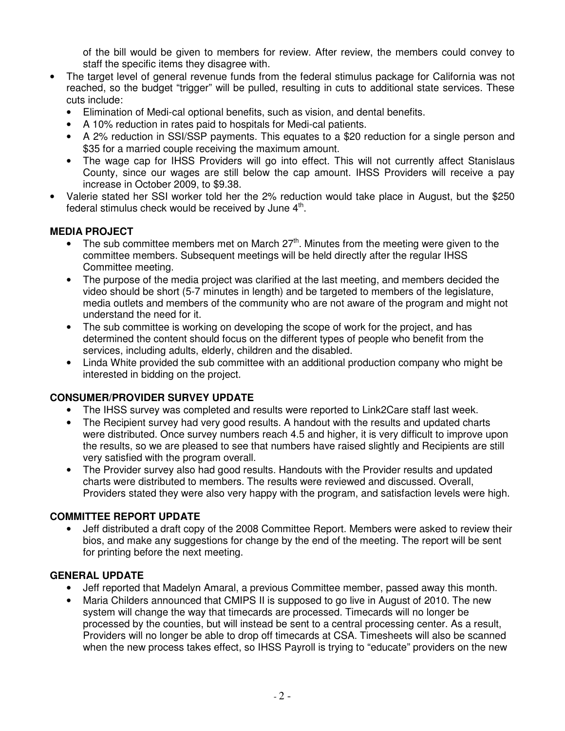of the bill would be given to members for review. After review, the members could convey to staff the specific items they disagree with.

- The target level of general revenue funds from the federal stimulus package for California was not reached, so the budget "trigger" will be pulled, resulting in cuts to additional state services. These cuts include:
  - Elimination of Medi-cal optional benefits, such as vision, and dental benefits.
  - A 10% reduction in rates paid to hospitals for Medi-cal patients.
  - A 2% reduction in SSI/SSP payments. This equates to a $20 reduction for a single person and $35 for a married couple receiving the maximum amount.
  - The wage cap for IHSS Providers will go into effect. This will not currently affect Stanislaus County, since our wages are still below the cap amount. IHSS Providers will receive a pay increase in October 2009, to $9.38.
- Valerie stated her SSI worker told her the 2% reduction would take place in August, but the $250 federal stimulus check would be received by June 4th.

**MEDIA PROJECT**

- The sub committee members met on March 27th. Minutes from the meeting were given to the committee members. Subsequent meetings will be held directly after the regular IHSS Committee meeting.
- The purpose of the media project was clarified at the last meeting, and members decided the video should be short (5-7 minutes in length) and be targeted to members of the legislature, media outlets and members of the community who are not aware of the program and might not understand the need for it.
- The sub committee is working on developing the scope of work for the project, and has determined the content should focus on the different types of people who benefit from the services, including adults, elderly, children and the disabled.
- Linda White provided the sub committee with an additional production company who might be interested in bidding on the project.

**CONSUMER/PROVIDER SURVEY UPDATE**

- The IHSS survey was completed and results were reported to Link2Care staff last week.
- The Recipient survey had very good results. A handout with the results and updated charts were distributed. Once survey numbers reach 4.5 and higher, it is very difficult to improve upon the results, so we are pleased to see that numbers have raised slightly and Recipients are still very satisfied with the program overall.
- The Provider survey also had good results. Handouts with the Provider results and updated charts were distributed to members. The results were reviewed and discussed. Overall, Providers stated they were also very happy with the program, and satisfaction levels were high.

**COMMITTEE REPORT UPDATE**

- Jeff distributed a draft copy of the 2008 Committee Report. Members were asked to review their bios, and make any suggestions for change by the end of the meeting. The report will be sent for printing before the next meeting.

**GENERAL UPDATE**

- Jeff reported that Madelyn Amaral, a previous Committee member, passed away this month.
- Maria Childers announced that CMIPS II is supposed to go live in August of 2010. The new system will change the way that timecards are processed. Timecards will no longer be processed by the counties, but will instead be sent to a central processing center. As a result, Providers will no longer be able to drop off timecards at CSA. Timesheets will also be scanned when the new process takes effect, so IHSS Payroll is trying to "educate" providers on the new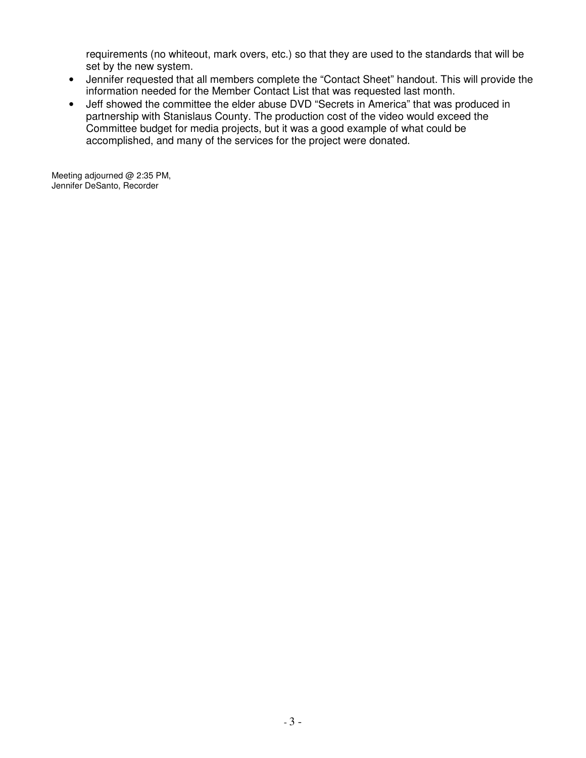requirements (no whiteout, mark overs, etc.) so that they are used to the standards that will be set by the new system.

- Jennifer requested that all members complete the "Contact Sheet" handout. This will provide the information needed for the Member Contact List that was requested last month.
- Jeff showed the committee the elder abuse DVD "Secrets in America" that was produced in partnership with Stanislaus County. The production cost of the video would exceed the Committee budget for media projects, but it was a good example of what could be accomplished, and many of the services for the project were donated.

Meeting adjourned @ 2:35 PM,
Jennifer DeSanto, Recorder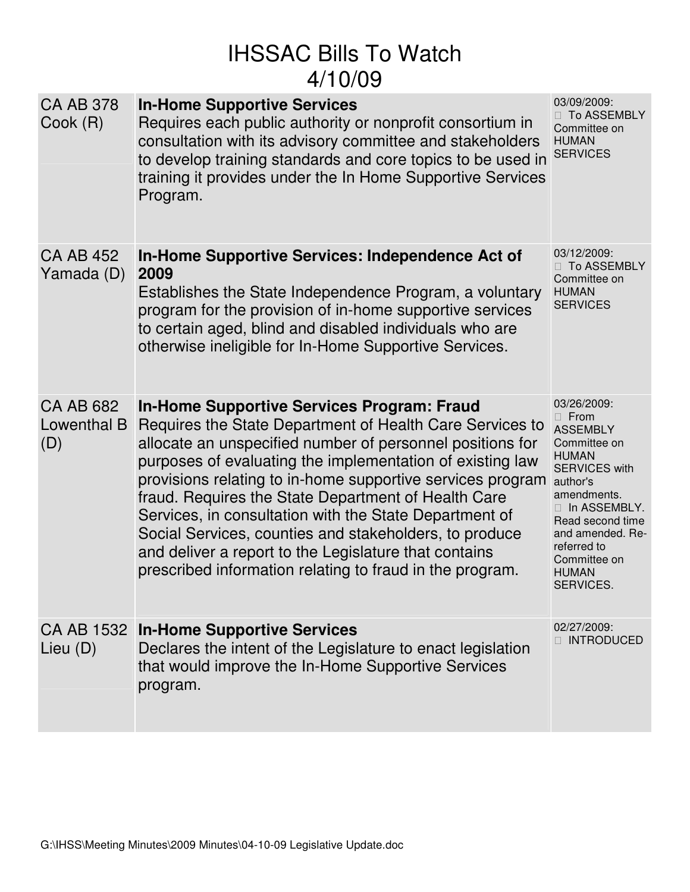# IHSSAC Bills To Watch
# 4/10/09

| Bill | Description | Status |
|---|---|---|
| CA AB 378 Cook (R) | **In-Home Supportive Services** Requires each public authority or nonprofit consortium in consultation with its advisory committee and stakeholders to develop training standards and core topics to be used in training it provides under the In Home Supportive Services Program. | 03/09/2009: To ASSEMBLY Committee on HUMAN SERVICES |
| CA AB 452 Yamada (D) | **In-Home Supportive Services: Independence Act of 2009** Establishes the State Independence Program, a voluntary program for the provision of in-home supportive services to certain aged, blind and disabled individuals who are otherwise ineligible for In-Home Supportive Services. | 03/12/2009: To ASSEMBLY Committee on HUMAN SERVICES |
| CA AB 682 Lowenthal B (D) | **In-Home Supportive Services Program: Fraud** Requires the State Department of Health Care Services to allocate an unspecified number of personnel positions for purposes of evaluating the implementation of existing law provisions relating to in-home supportive services program fraud. Requires the State Department of Health Care Services, in consultation with the State Department of Social Services, counties and stakeholders, to produce and deliver a report to the Legislature that contains prescribed information relating to fraud in the program. | 03/26/2009: From ASSEMBLY Committee on HUMAN SERVICES with author's amendments. In ASSEMBLY. Read second time and amended. Re-referred to Committee on HUMAN SERVICES. |
| CA AB 1532 Lieu (D) | **In-Home Supportive Services** Declares the intent of the Legislature to enact legislation that would improve the In-Home Supportive Services program. | 02/27/2009: INTRODUCED |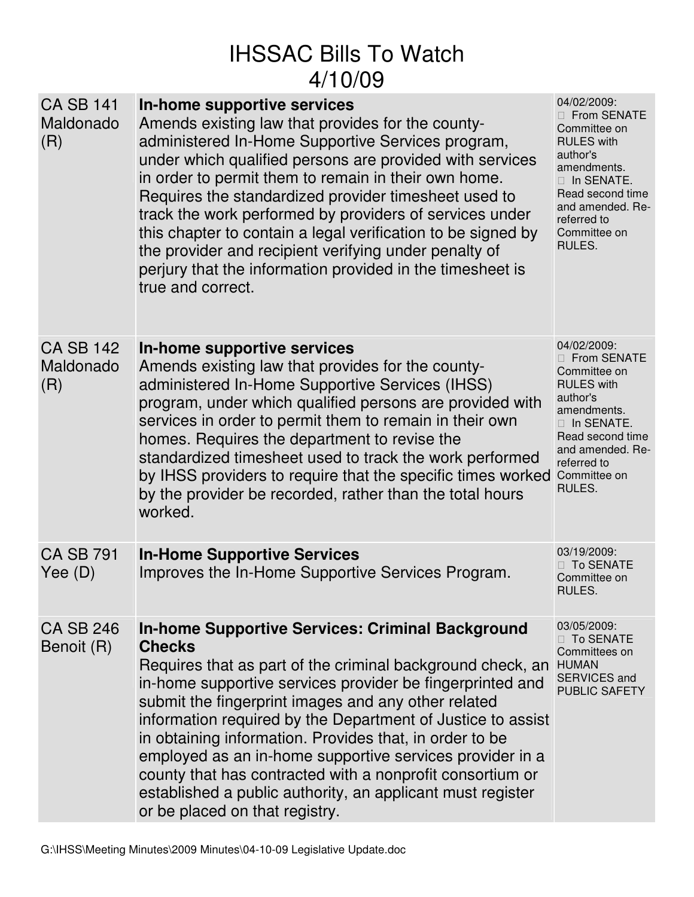# IHSSAC Bills To Watch
## 4/10/09

| | | |
|---|---|---|
| CA SB 141 Maldonado (R) | **In-home supportive services**<br>Amends existing law that provides for the county-administered In-Home Supportive Services program, under which qualified persons are provided with services in order to permit them to remain in their own home. Requires the standardized provider timesheet used to track the work performed by providers of services under this chapter to contain a legal verification to be signed by the provider and recipient verifying under penalty of perjury that the information provided in the timesheet is true and correct. | 04/02/2009:<br> From SENATE Committee on RULES with author's amendments.<br> In SENATE. Read second time and amended. Re-referred to Committee on RULES. |
| CA SB 142 Maldonado (R) | **In-home supportive services**<br>Amends existing law that provides for the county-administered In-Home Supportive Services (IHSS) program, under which qualified persons are provided with services in order to permit them to remain in their own homes. Requires the department to revise the standardized timesheet used to track the work performed by IHSS providers to require that the specific times worked by the provider be recorded, rather than the total hours worked. | 04/02/2009:<br> From SENATE Committee on RULES with author's amendments.<br> In SENATE. Read second time and amended. Re-referred to Committee on RULES. |
| CA SB 791 Yee (D) | **In-Home Supportive Services**<br>Improves the In-Home Supportive Services Program. | 03/19/2009:<br> To SENATE Committee on RULES. |
| CA SB 246 Benoit (R) | **In-home Supportive Services: Criminal Background Checks**<br>Requires that as part of the criminal background check, an in-home supportive services provider be fingerprinted and submit the fingerprint images and any other related information required by the Department of Justice to assist in obtaining information. Provides that, in order to be employed as an in-home supportive services provider in a county that has contracted with a nonprofit consortium or established a public authority, an applicant must register or be placed on that registry. | 03/05/2009:<br> To SENATE Committees on HUMAN SERVICES and PUBLIC SAFETY |

G:\IHSS\Meeting Minutes\2009 Minutes\04-10-09 Legislative Update.doc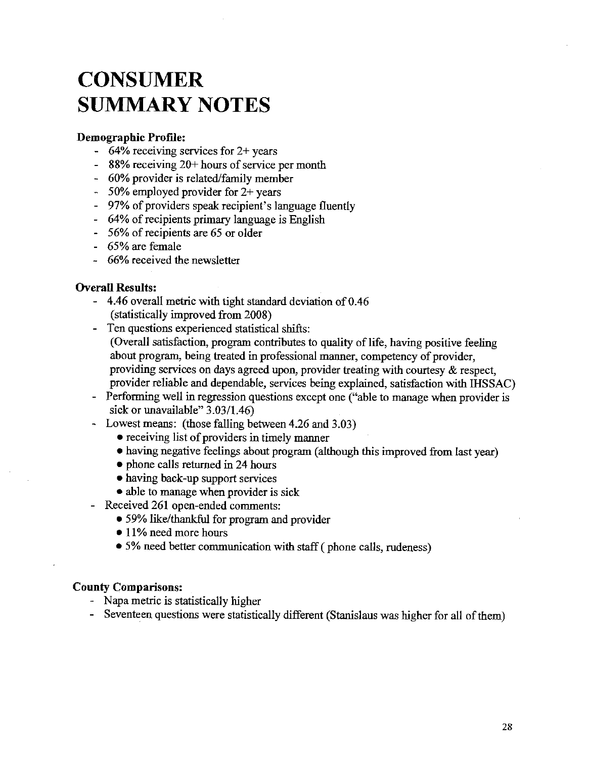# CONSUMER SUMMARY NOTES

**Demographic Profile:**

- 64% receiving services for 2+ years
- 88% receiving 20+ hours of service per month
- 60% provider is related/family member
- 50% employed provider for 2+ years
- 97% of providers speak recipient's language fluently
- 64% of recipients primary language is English
- 56% of recipients are 65 or older
- 65% are female
- 66% received the newsletter

**Overall Results:**

- 4.46 overall metric with tight standard deviation of 0.46 (statistically improved from 2008)
- Ten questions experienced statistical shifts: (Overall satisfaction, program contributes to quality of life, having positive feeling about program, being treated in professional manner, competency of provider, providing services on days agreed upon, provider treating with courtesy & respect, provider reliable and dependable, services being explained, satisfaction with IHSSAC)
- Performing well in regression questions except one ("able to manage when provider is sick or unavailable" 3.03/1.46)
- Lowest means: (those falling between 4.26 and 3.03)
  - receiving list of providers in timely manner
  - having negative feelings about program (although this improved from last year)
  - phone calls returned in 24 hours
  - having back-up support services
  - able to manage when provider is sick
- Received 261 open-ended comments:
  - 59% like/thankful for program and provider
  - 11% need more hours
  - 5% need better communication with staff ( phone calls, rudeness)

**County Comparisons:**

- Napa metric is statistically higher
- Seventeen questions were statistically different (Stanislaus was higher for all of them)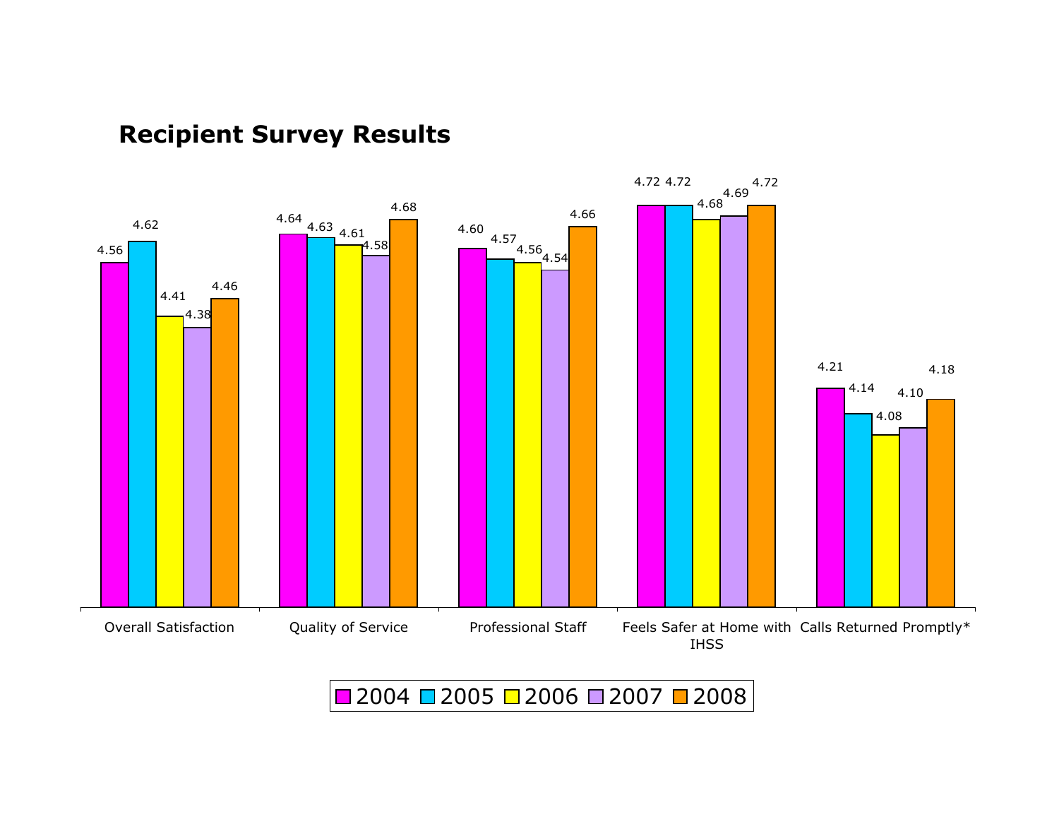# Recipient Survey Results

| | 2004 | 2005 | 2006 | 2007 | 2008 |
|---|---|---|---|---|---|
| Overall Satisfaction | 4.56 | 4.62 | 4.41 | 4.38 | 4.46 |
| Quality of Service | 4.64 | 4.63 | 4.61 | 4.58 | 4.68 |
| Professional Staff | 4.60 | 4.57 | 4.56 | 4.54 | 4.66 |
| Feels Safer at Home with IHSS | 4.72 | 4.72 | 4.68 | 4.69 | 4.72 |
| Calls Returned Promptly* | 4.21 | 4.14 | 4.08 | 4.10 | 4.18 |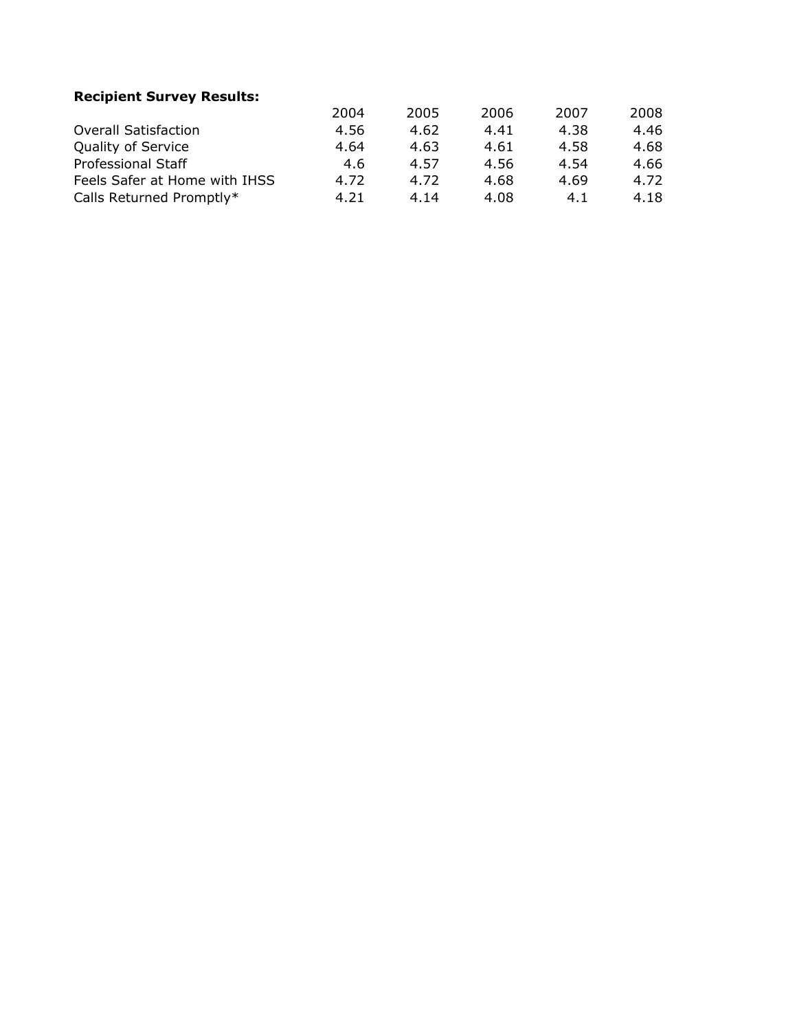**Recipient Survey Results:**

| | 2004 | 2005 | 2006 | 2007 | 2008 |
|---|---|---|---|---|---|
| Overall Satisfaction | 4.56 | 4.62 | 4.41 | 4.38 | 4.46 |
| Quality of Service | 4.64 | 4.63 | 4.61 | 4.58 | 4.68 |
| Professional Staff | 4.6 | 4.57 | 4.56 | 4.54 | 4.66 |
| Feels Safer at Home with IHSS | 4.72 | 4.72 | 4.68 | 4.69 | 4.72 |
| Calls Returned Promptly* | 4.21 | 4.14 | 4.08 | 4.1 | 4.18 |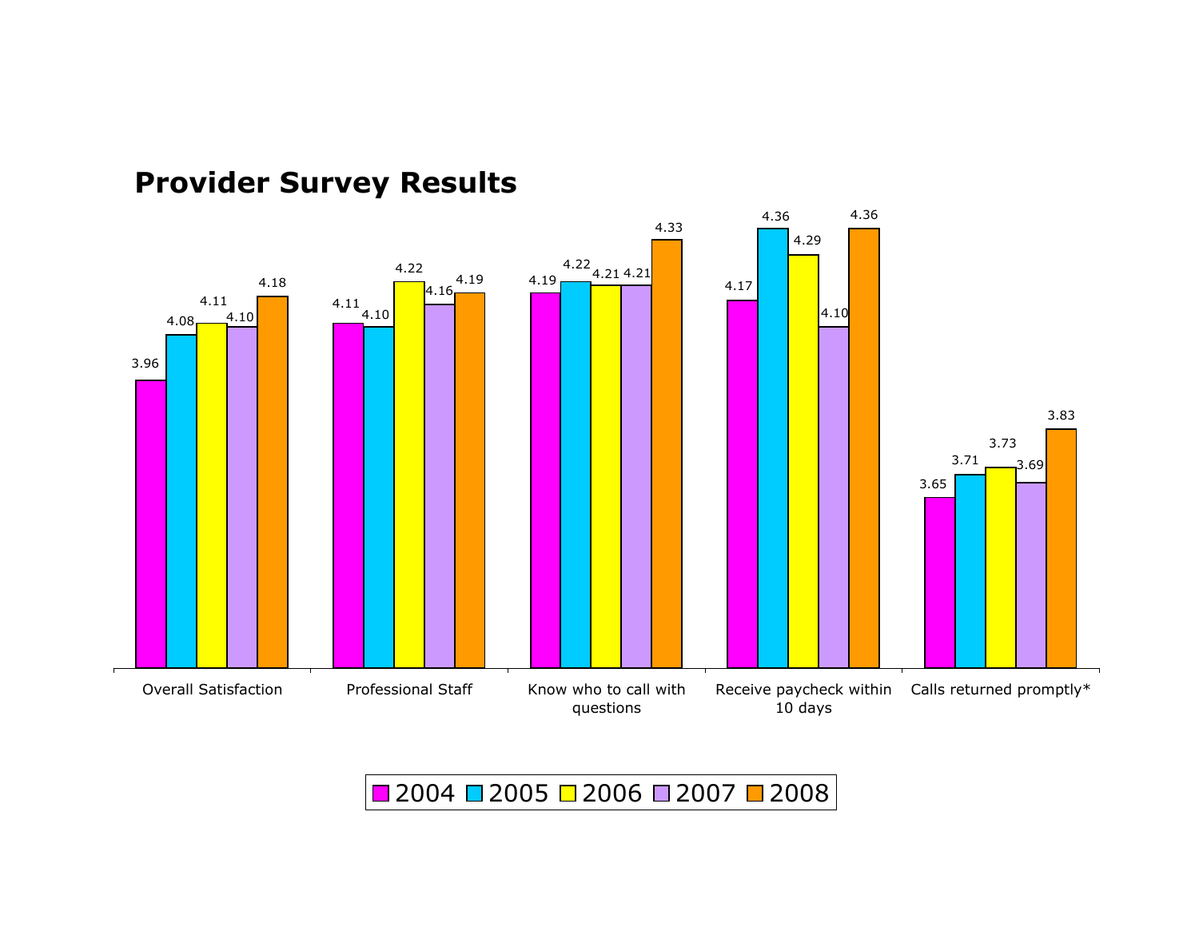# Provider Survey Results

| | 2004 | 2005 | 2006 | 2007 | 2008 |
|---|---|---|---|---|---|
| Overall Satisfaction | 3.96 | 4.08 | 4.11 | 4.10 | 4.18 |
| Professional Staff | 4.11 | 4.10 | 4.22 | 4.16 | 4.19 |
| Know who to call with questions | 4.19 | 4.22 | 4.21 | 4.21 | 4.33 |
| Receive paycheck within 10 days | 4.17 | 4.36 | 4.29 | 4.10 | 4.36 |
| Calls returned promptly* | 3.65 | 3.71 | 3.73 | 3.69 | 3.83 |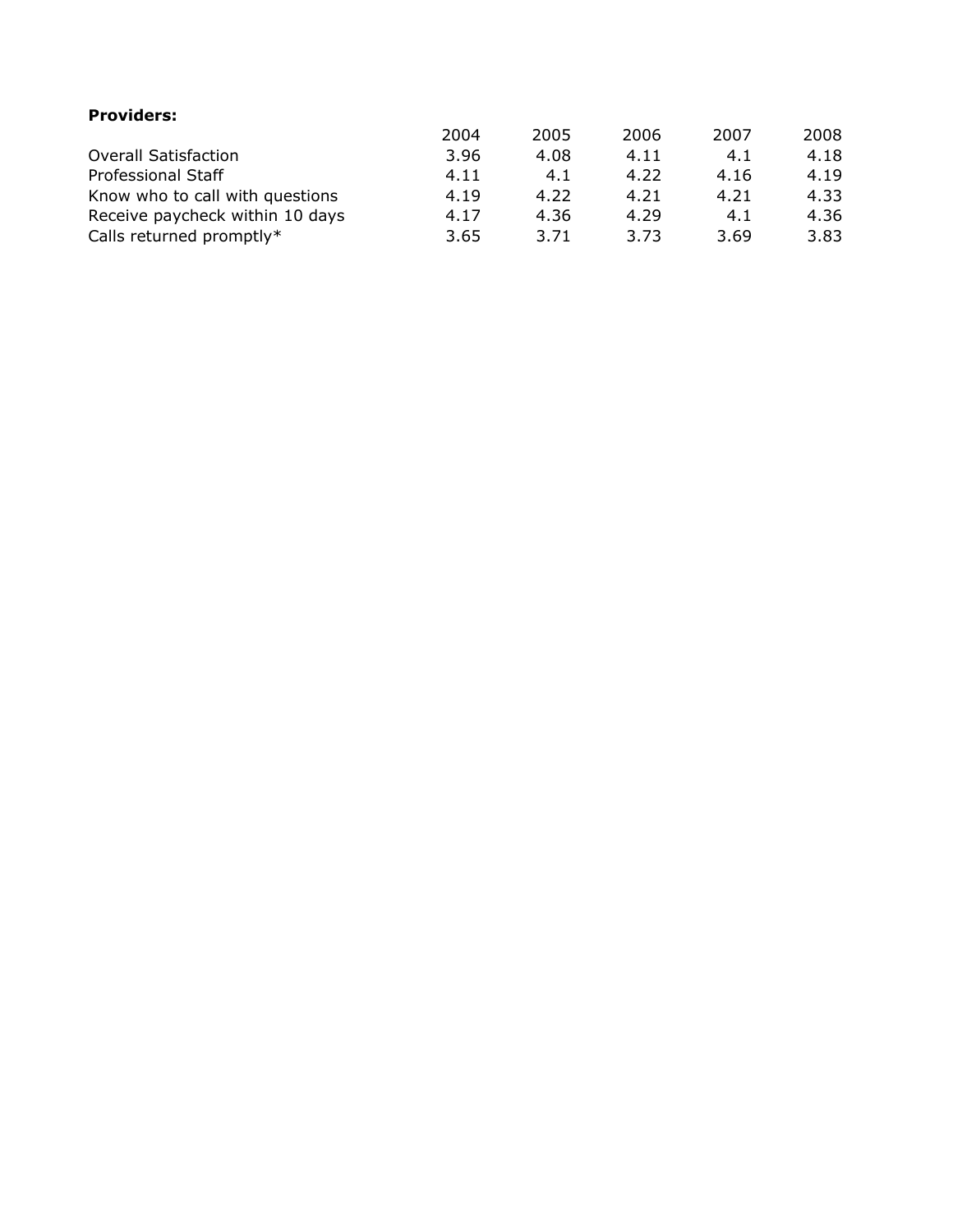**Providers:**

| | 2004 | 2005 | 2006 | 2007 | 2008 |
|---|---|---|---|---|---|
| Overall Satisfaction | 3.96 | 4.08 | 4.11 | 4.1 | 4.18 |
| Professional Staff | 4.11 | 4.1 | 4.22 | 4.16 | 4.19 |
| Know who to call with questions | 4.19 | 4.22 | 4.21 | 4.21 | 4.33 |
| Receive paycheck within 10 days | 4.17 | 4.36 | 4.29 | 4.1 | 4.36 |
| Calls returned promptly* | 3.65 | 3.71 | 3.73 | 3.69 | 3.83 |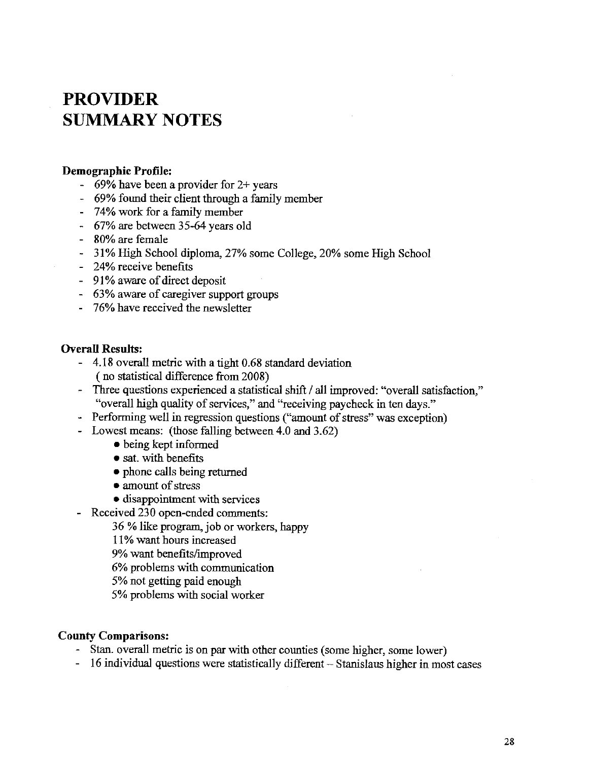# PROVIDER SUMMARY NOTES

**Demographic Profile:**

- 69% have been a provider for 2+ years
- 69% found their client through a family member
- 74% work for a family member
- 67% are between 35-64 years old
- 80% are female
- 31% High School diploma, 27% some College, 20% some High School
- 24% receive benefits
- 91% aware of direct deposit
- 63% aware of caregiver support groups
- 76% have received the newsletter

**Overall Results:**

- 4.18 overall metric with a tight 0.68 standard deviation ( no statistical difference from 2008)
- Three questions experienced a statistical shift / all improved: "overall satisfaction," "overall high quality of services," and "receiving paycheck in ten days."
- Performing well in regression questions ("amount of stress" was exception)
- Lowest means: (those falling between 4.0 and 3.62)
  - being kept informed
  - sat. with benefits
  - phone calls being returned
  - amount of stress
  - disappointment with services
- Received 230 open-ended comments:
  - 36 % like program, job or workers, happy
  - 11% want hours increased
  - 9% want benefits/improved
  - 6% problems with communication
  - 5% not getting paid enough
  - 5% problems with social worker

**County Comparisons:**

- Stan. overall metric is on par with other counties (some higher, some lower)
- 16 individual questions were statistically different – Stanislaus higher in most cases